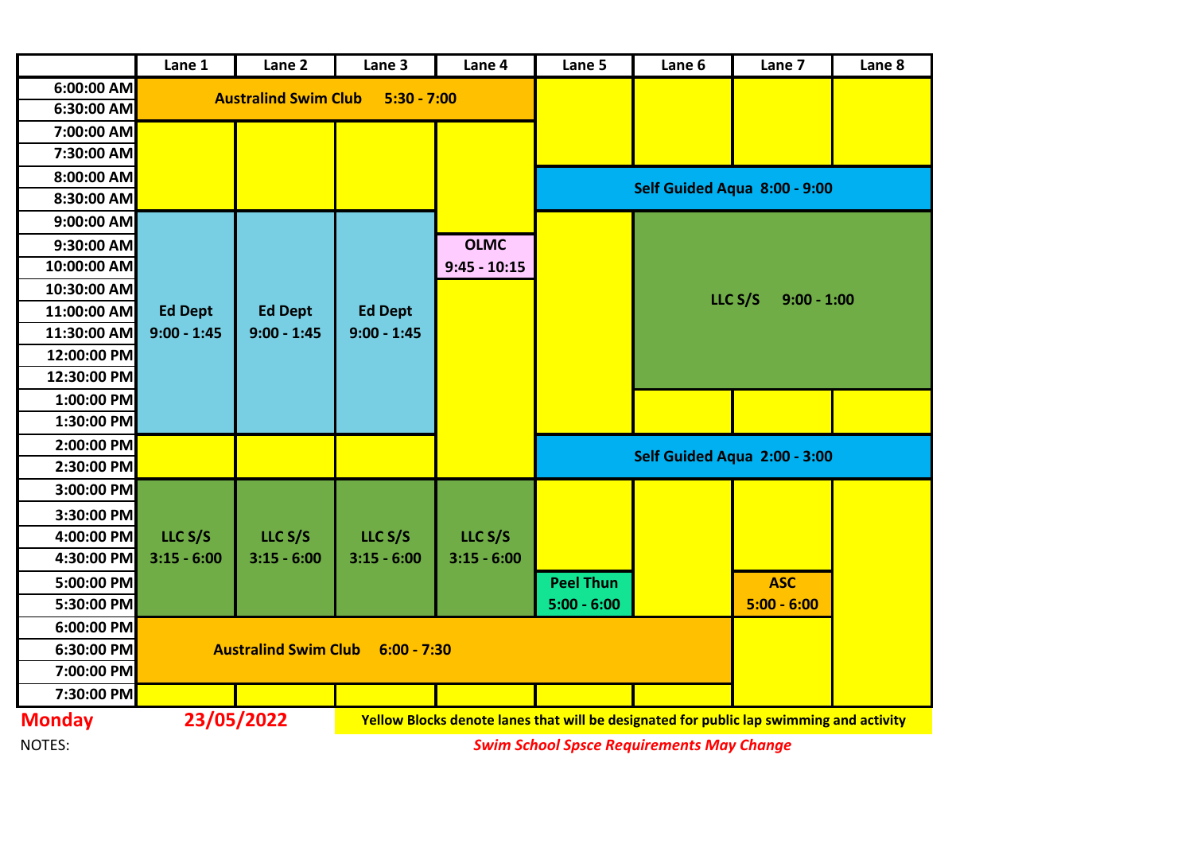| | Lane 1 | Lane 2 | Lane 3 | Lane 4 | Lane 5 | Lane 6 | Lane 7 | Lane 8 |
|---|---|---|---|---|---|---|---|---|
| 6:00:00 AM | Australind Swim Club 5:30 - 7:00 | | | | | | | |
| 6:30:00 AM | | | | | | | | |
| 7:00:00 AM | | | | | | | | |
| 7:30:00 AM | | | | | | | | |
| 8:00:00 AM | | | | | Self Guided Aqua 8:00 - 9:00 | | | |
| 8:30:00 AM | | | | | | | | |
| 9:00:00 AM | Ed Dept 9:00 - 1:45 | Ed Dept 9:00 - 1:45 | Ed Dept 9:00 - 1:45 | | | LLC S/S 9:00 - 1:00 | | |
| 9:30:00 AM | | | | OLMC 9:45 - 10:15 | | | | |
| 10:00:00 AM | | | | | | | | |
| 10:30:00 AM | | | | | | | | |
| 11:00:00 AM | | | | | | | | |
| 11:30:00 AM | | | | | | | | |
| 12:00:00 PM | | | | | | | | |
| 12:30:00 PM | | | | | | | | |
| 1:00:00 PM | | | | | | | | |
| 1:30:00 PM | | | | | | | | |
| 2:00:00 PM | | | | | Self Guided Aqua 2:00 - 3:00 | | | |
| 2:30:00 PM | | | | | | | | |
| 3:00:00 PM | LLC S/S 3:15 - 6:00 | LLC S/S 3:15 - 6:00 | LLC S/S 3:15 - 6:00 | LLC S/S 3:15 - 6:00 | | | | |
| 3:30:00 PM | | | | | | | | |
| 4:00:00 PM | | | | | | | | |
| 4:30:00 PM | | | | | | | | |
| 5:00:00 PM | | | | | Peel Thun 5:00 - 6:00 | | ASC 5:00 - 6:00 | |
| 5:30:00 PM | | | | | | | | |
| 6:00:00 PM | Australind Swim Club 6:00 - 7:30 | | | | | | | |
| 6:30:00 PM | | | | | | | | |
| 7:00:00 PM | | | | | | | | |
| 7:30:00 PM | | | | | | | | |

**Monday** **23/05/2022**

**Yellow Blocks denote lanes that will be designated for public lap swimming and activity**

NOTES:

***Swim School Spsce Requirements May Change***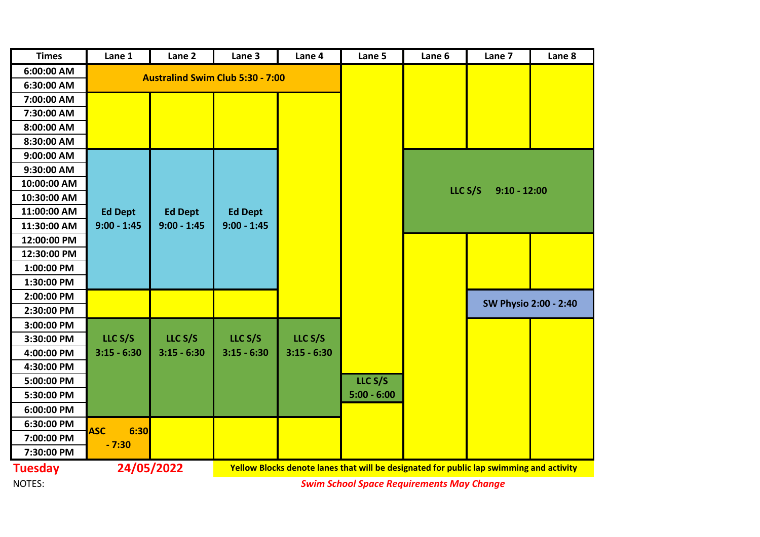| Times | Lane 1 | Lane 2 | Lane 3 | Lane 4 | Lane 5 | Lane 6 | Lane 7 | Lane 8 |
|---|---|---|---|---|---|---|---|---|
| 6:00:00 AM | Australind Swim Club 5:30 - 7:00 | | | | | | | |
| 6:30:00 AM | | | | | | | | |
| 7:00:00 AM | | | | | | | | |
| 7:30:00 AM | | | | | | | | |
| 8:00:00 AM | | | | | | | | |
| 8:30:00 AM | | | | | | | | |
| 9:00:00 AM | Ed Dept 9:00 - 1:45 | Ed Dept 9:00 - 1:45 | Ed Dept 9:00 - 1:45 | | | LLC S/S 9:10 - 12:00 | | |
| 9:30:00 AM | | | | | | | | |
| 10:00:00 AM | | | | | | | | |
| 10:30:00 AM | | | | | | | | |
| 11:00:00 AM | | | | | | | | |
| 11:30:00 AM | | | | | | | | |
| 12:00:00 PM | | | | | | | | |
| 12:30:00 PM | | | | | | | | |
| 1:00:00 PM | | | | | | | | |
| 1:30:00 PM | | | | | | | | |
| 2:00:00 PM | | | | | | | SW Physio 2:00 - 2:40 | |
| 2:30:00 PM | | | | | | | | |
| 3:00:00 PM | LLC S/S 3:15 - 6:30 | LLC S/S 3:15 - 6:30 | LLC S/S 3:15 - 6:30 | LLC S/S 3:15 - 6:30 | | | | |
| 3:30:00 PM | | | | | | | | |
| 4:00:00 PM | | | | | | | | |
| 4:30:00 PM | | | | | | | | |
| 5:00:00 PM | | | | | LLC S/S 5:00 - 6:00 | | | |
| 5:30:00 PM | | | | | | | | |
| 6:00:00 PM | | | | | | | | |
| 6:30:00 PM | ASC 6:30 - 7:30 | | | | | | | |
| 7:00:00 PM | | | | | | | | |
| 7:30:00 PM | | | | | | | | |

**Tuesday** **24/05/2022**

**Yellow Blocks denote lanes that will be designated for public lap swimming and activity**

NOTES:

***Swim School Space Requirements May Change***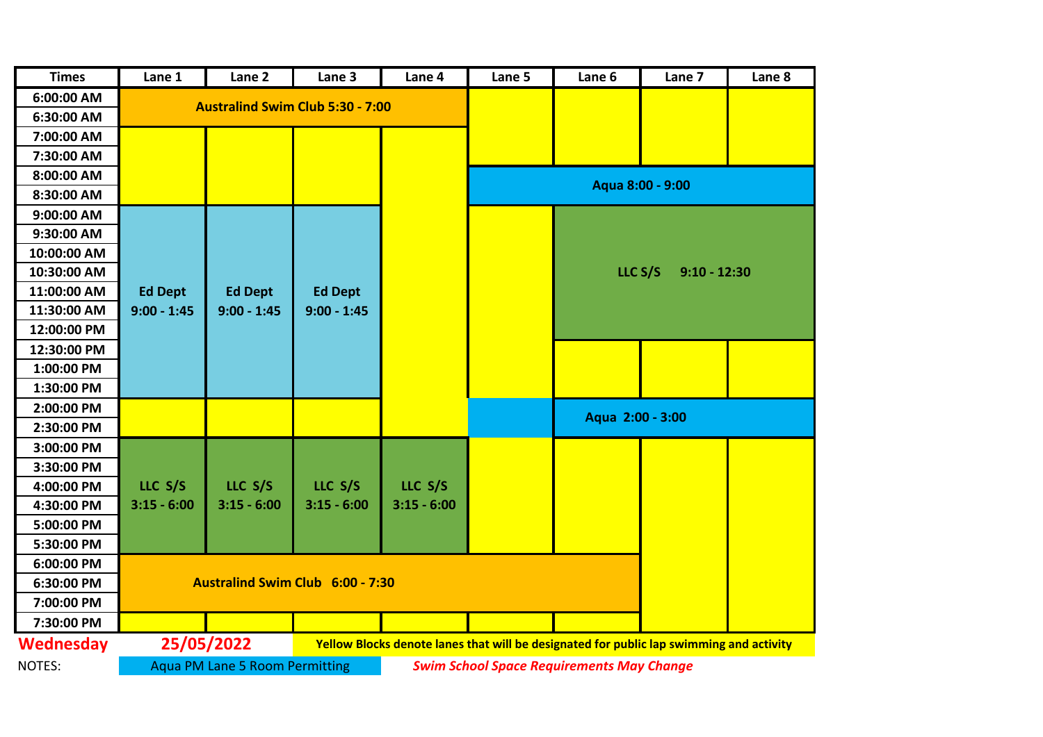| Times | Lane 1 | Lane 2 | Lane 3 | Lane 4 | Lane 5 | Lane 6 | Lane 7 | Lane 8 |
|---|---|---|---|---|---|---|---|---|
| 6:00:00 AM | Australind Swim Club 5:30 - 7:00 | | | | | | | |
| 6:30:00 AM | | | | | | | | |
| 7:00:00 AM | | | | | | | | |
| 7:30:00 AM | | | | | | | | |
| 8:00:00 AM | | | | | Aqua 8:00 - 9:00 | | | |
| 8:30:00 AM | | | | | | | | |
| 9:00:00 AM | | | | | | LLC S/S 9:10 - 12:30 | | |
| 9:30:00 AM | | | | | | | | |
| 10:00:00 AM | | | | | | | | |
| 10:30:00 AM | | | | | | | | |
| 11:00:00 AM | Ed Dept 9:00 - 1:45 | Ed Dept 9:00 - 1:45 | Ed Dept 9:00 - 1:45 | | | | | |
| 11:30:00 AM | | | | | | | | |
| 12:00:00 PM | | | | | | | | |
| 12:30:00 PM | | | | | | | | |
| 1:00:00 PM | | | | | | | | |
| 1:30:00 PM | | | | | | | | |
| 2:00:00 PM | | | | | | Aqua 2:00 - 3:00 | | |
| 2:30:00 PM | | | | | | | | |
| 3:00:00 PM | | | | | | | | |
| 3:30:00 PM | | | | | | | | |
| 4:00:00 PM | LLC S/S 3:15 - 6:00 | LLC S/S 3:15 - 6:00 | LLC S/S 3:15 - 6:00 | LLC S/S 3:15 - 6:00 | | | | |
| 4:30:00 PM | | | | | | | | |
| 5:00:00 PM | | | | | | | | |
| 5:30:00 PM | | | | | | | | |
| 6:00:00 PM | Australind Swim Club 6:00 - 7:30 | | | | | | | |
| 6:30:00 PM | | | | | | | | |
| 7:00:00 PM | | | | | | | | |
| 7:30:00 PM | | | | | | | | |

**Wednesday** **25/05/2022** **Yellow Blocks denote lanes that will be designated for public lap swimming and activity**

NOTES: Aqua PM Lane 5 Room Permitting ***Swim School Space Requirements May Change***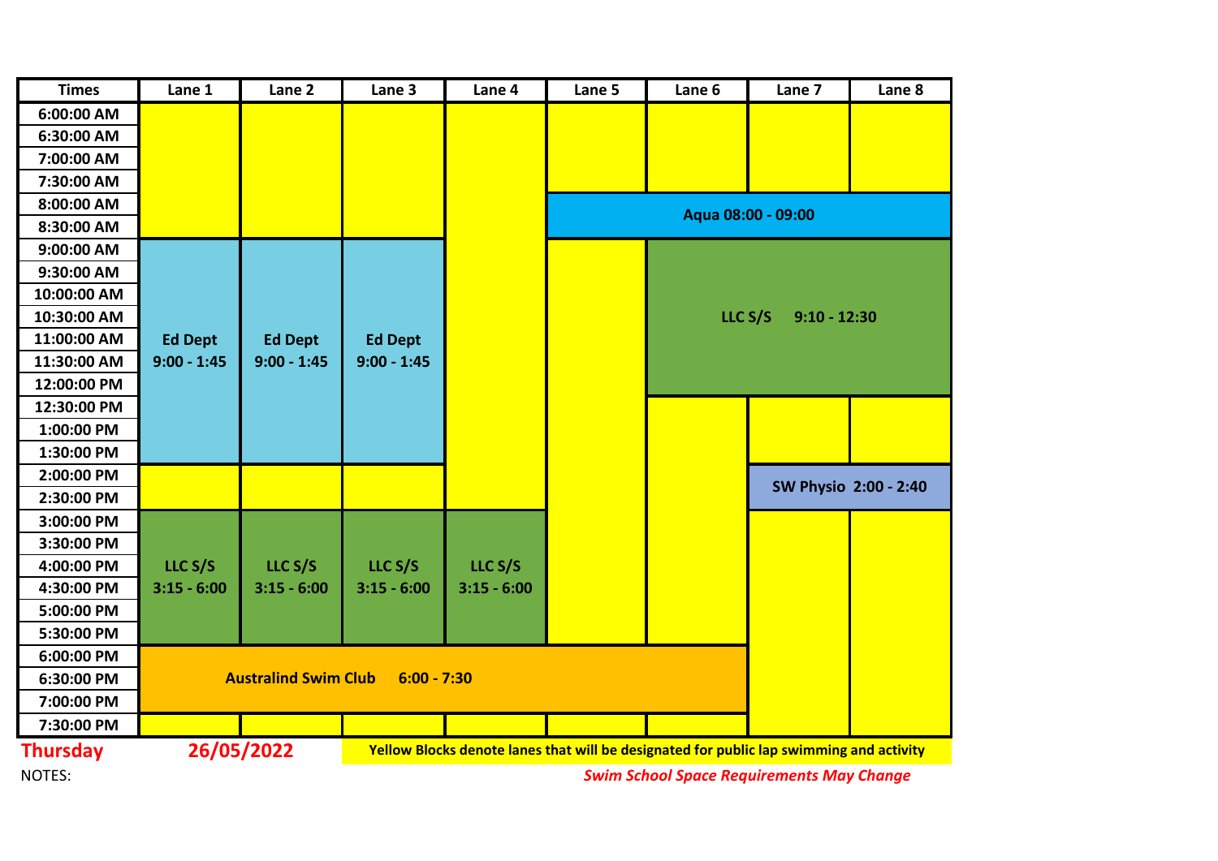| Times | Lane 1 | Lane 2 | Lane 3 | Lane 4 | Lane 5 | Lane 6 | Lane 7 | Lane 8 |
|---|---|---|---|---|---|---|---|---|
| 6:00:00 AM | | | | | | | | |
| 6:30:00 AM | | | | | | | | |
| 7:00:00 AM | | | | | | | | |
| 7:30:00 AM | | | | | | | | |
| 8:00:00 AM | | | | | Aqua 08:00 - 09:00 | | | |
| 8:30:00 AM | | | | | | | | |
| 9:00:00 AM | Ed Dept 9:00 - 1:45 | Ed Dept 9:00 - 1:45 | Ed Dept 9:00 - 1:45 | | | LLC S/S 9:10 - 12:30 | | |
| 9:30:00 AM | | | | | | | | |
| 10:00:00 AM | | | | | | | | |
| 10:30:00 AM | | | | | | | | |
| 11:00:00 AM | | | | | | | | |
| 11:30:00 AM | | | | | | | | |
| 12:00:00 PM | | | | | | | | |
| 12:30:00 PM | | | | | | | | |
| 1:00:00 PM | | | | | | | | |
| 1:30:00 PM | | | | | | | | |
| 2:00:00 PM | | | | | | | SW Physio 2:00 - 2:40 | |
| 2:30:00 PM | | | | | | | | |
| 3:00:00 PM | LLC S/S 3:15 - 6:00 | LLC S/S 3:15 - 6:00 | LLC S/S 3:15 - 6:00 | LLC S/S 3:15 - 6:00 | | | | |
| 3:30:00 PM | | | | | | | | |
| 4:00:00 PM | | | | | | | | |
| 4:30:00 PM | | | | | | | | |
| 5:00:00 PM | | | | | | | | |
| 5:30:00 PM | | | | | | | | |
| 6:00:00 PM | Australind Swim Club 6:00 - 7:30 | | | | | | | |
| 6:30:00 PM | | | | | | | | |
| 7:00:00 PM | | | | | | | | |
| 7:30:00 PM | | | | | | | | |

**Thursday** **26/05/2022** **Yellow Blocks denote lanes that will be designated for public lap swimming and activity**

NOTES: ***Swim School Space Requirements May Change***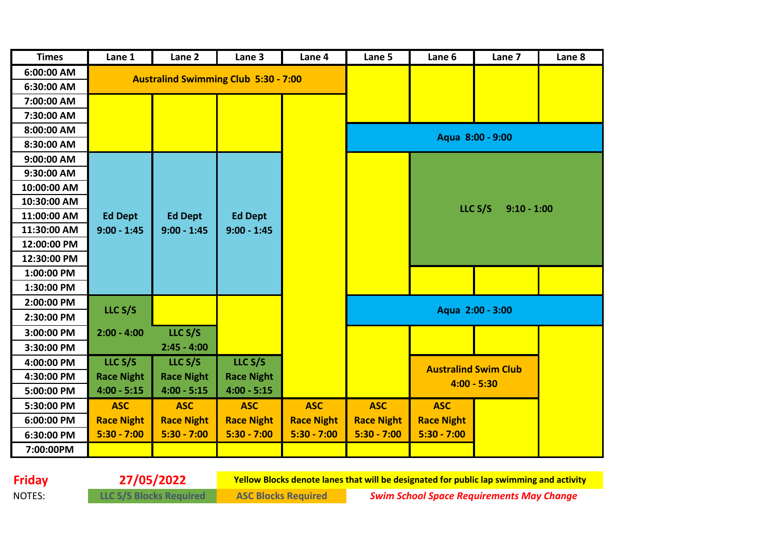| Times | Lane 1 | Lane 2 | Lane 3 | Lane 4 | Lane 5 | Lane 6 | Lane 7 | Lane 8 |
|---|---|---|---|---|---|---|---|---|
| 6:00:00 AM | Australind Swimming Club 5:30 - 7:00 | | | | | | | |
| 6:30:00 AM | | | | | | | | |
| 7:00:00 AM | | | | | | | | |
| 7:30:00 AM | | | | | | | | |
| 8:00:00 AM | | | | | Aqua 8:00 - 9:00 | | | |
| 8:30:00 AM | | | | | | | | |
| 9:00:00 AM | Ed Dept 9:00 - 1:45 | Ed Dept 9:00 - 1:45 | Ed Dept 9:00 - 1:45 | | | LLC S/S 9:10 - 1:00 | | |
| 9:30:00 AM | | | | | | | | |
| 10:00:00 AM | | | | | | | | |
| 10:30:00 AM | | | | | | | | |
| 11:00:00 AM | | | | | | | | |
| 11:30:00 AM | | | | | | | | |
| 12:00:00 PM | | | | | | | | |
| 12:30:00 PM | | | | | | | | |
| 1:00:00 PM | | | | | | | | |
| 1:30:00 PM | | | | | | | | |
| 2:00:00 PM | LLC S/S 2:00 - 4:00 | | | | Aqua 2:00 - 3:00 | | | |
| 2:30:00 PM | | | | | | | | |
| 3:00:00 PM | | LLC S/S 2:45 - 4:00 | | | | | | |
| 3:30:00 PM | | | | | | | | |
| 4:00:00 PM | LLC S/S Race Night 4:00 - 5:15 | LLC S/S Race Night 4:00 - 5:15 | LLC S/S Race Night 4:00 - 5:15 | | | Australind Swim Club 4:00 - 5:30 | | |
| 4:30:00 PM | | | | | | | | |
| 5:00:00 PM | | | | | | | | |
| 5:30:00 PM | ASC Race Night 5:30 - 7:00 | ASC Race Night 5:30 - 7:00 | ASC Race Night 5:30 - 7:00 | ASC Race Night 5:30 - 7:00 | ASC Race Night 5:30 - 7:00 | ASC Race Night 5:30 - 7:00 | | |
| 6:00:00 PM | | | | | | | | |
| 6:30:00 PM | | | | | | | | |
| 7:00:00PM | | | | | | | | |

**Friday** **27/05/2022** **Yellow Blocks denote lanes that will be designated for public lap swimming and activity**

NOTES: **LLC S/S Blocks Required** **ASC Blocks Required** ***Swim School Space Requirements May Change***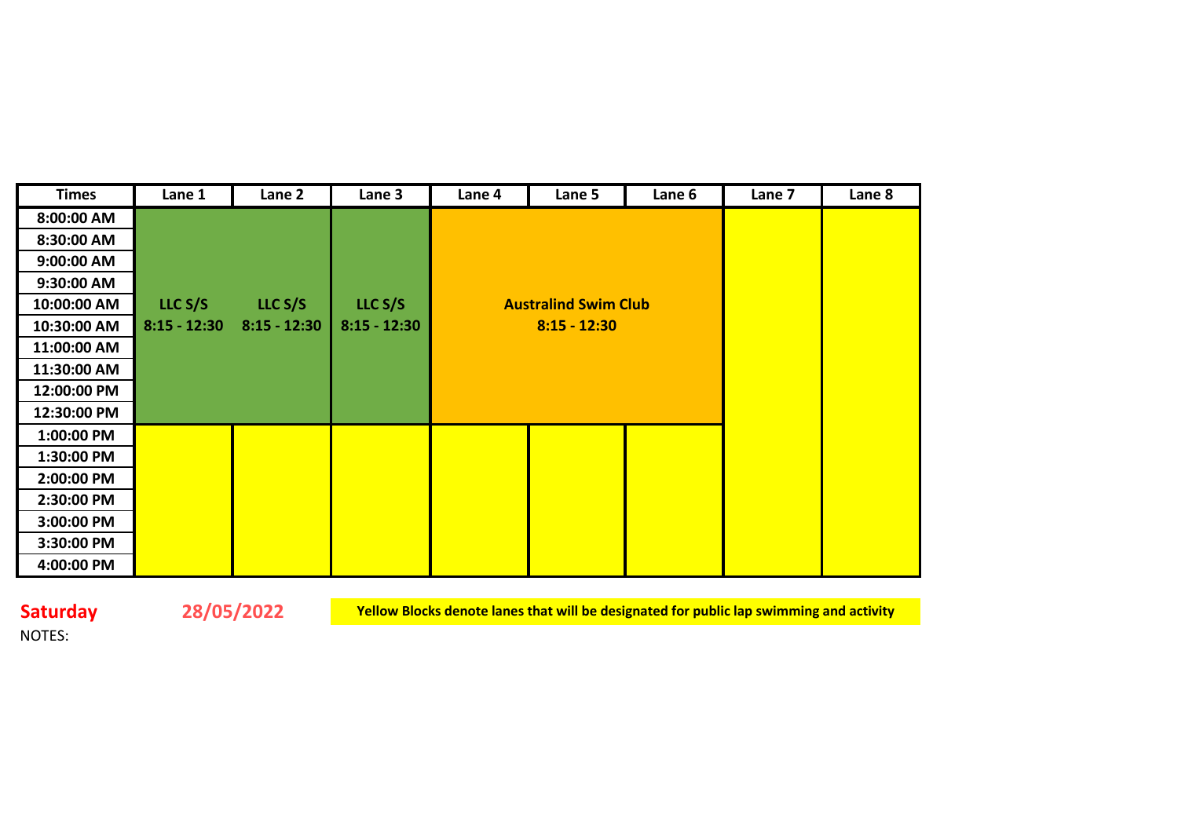| Times | Lane 1 | Lane 2 | Lane 3 | Lane 4 | Lane 5 | Lane 6 | Lane 7 | Lane 8 |
|---|---|---|---|---|---|---|---|---|
| 8:00:00 AM | | | | | | | | |
| 8:30:00 AM | | | | | | | | |
| 9:00:00 AM | | | | | | | | |
| 9:30:00 AM | | | | | | | | |
| 10:00:00 AM | LLC S/S | LLC S/S | LLC S/S | Australind Swim Club | | | | |
| 10:30:00 AM | 8:15 - 12:30 | 8:15 - 12:30 | 8:15 - 12:30 | 8:15 - 12:30 | | | | |
| 11:00:00 AM | | | | | | | | |
| 11:30:00 AM | | | | | | | | |
| 12:00:00 PM | | | | | | | | |
| 12:30:00 PM | | | | | | | | |
| 1:00:00 PM | | | | | | | | |
| 1:30:00 PM | | | | | | | | |
| 2:00:00 PM | | | | | | | | |
| 2:30:00 PM | | | | | | | | |
| 3:00:00 PM | | | | | | | | |
| 3:30:00 PM | | | | | | | | |
| 4:00:00 PM | | | | | | | | |

**Saturday** **28/05/2022**

**Yellow Blocks denote lanes that will be designated for public lap swimming and activity**

NOTES: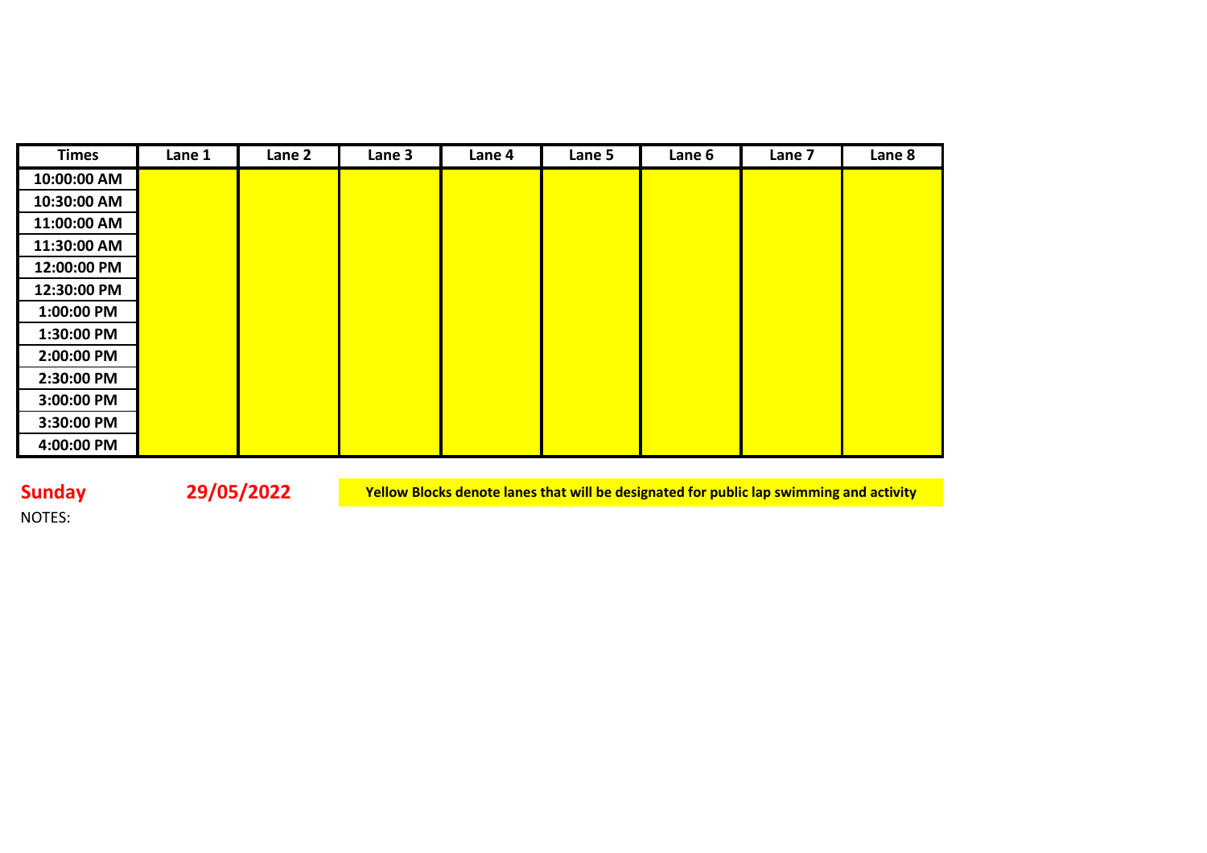| Times | Lane 1 | Lane 2 | Lane 3 | Lane 4 | Lane 5 | Lane 6 | Lane 7 | Lane 8 |
|---|---|---|---|---|---|---|---|---|
| 10:00:00 AM | | | | | | | | |
| 10:30:00 AM | | | | | | | | |
| 11:00:00 AM | | | | | | | | |
| 11:30:00 AM | | | | | | | | |
| 12:00:00 PM | | | | | | | | |
| 12:30:00 PM | | | | | | | | |
| 1:00:00 PM | | | | | | | | |
| 1:30:00 PM | | | | | | | | |
| 2:00:00 PM | | | | | | | | |
| 2:30:00 PM | | | | | | | | |
| 3:00:00 PM | | | | | | | | |
| 3:30:00 PM | | | | | | | | |
| 4:00:00 PM | | | | | | | | |

**Sunday** **29/05/2022** **Yellow Blocks denote lanes that will be designated for public lap swimming and activity**

NOTES: